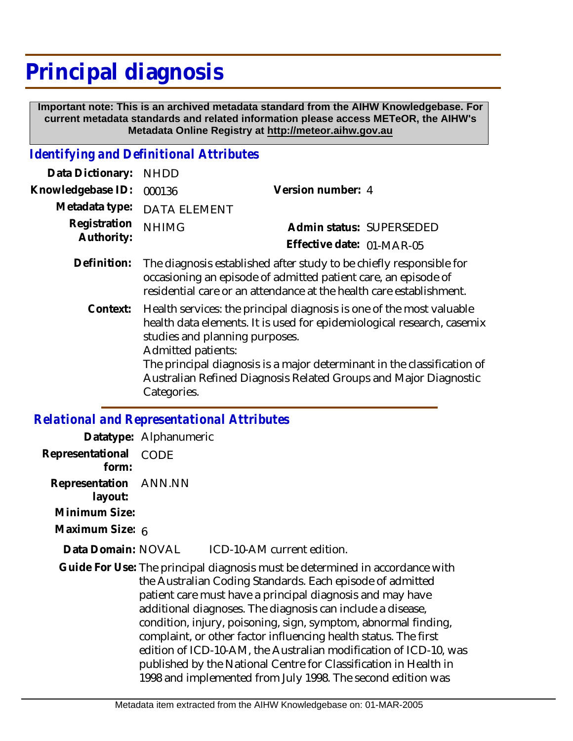# Principal diagnosis

**Important note: This is an archived metadata standard from the AIHW Knowledgebase. For current metadata standards and related information please access METeOR, the AIHW's Metadata Online Registry at http://meteor.aihw.gov.au**

## *Identifying and Definitional Attributes*

**Data Dictionary:** NHDD

**Knowledgebase ID:** 000136

**Version number:** 4

**Metadata type:** DATA ELEMENT

**Registration Authority:** NHIMG

**Admin status:** SUPERSEDED

**Effective date:** 01-MAR-05

**Definition:** The diagnosis established after study to be chiefly responsible for occasioning an episode of admitted patient care, an episode of residential care or an attendance at the health care establishment.

**Context:** Health services: the principal diagnosis is one of the most valuable health data elements. It is used for epidemiological research, casemix studies and planning purposes.
Admitted patients:
The principal diagnosis is a major determinant in the classification of Australian Refined Diagnosis Related Groups and Major Diagnostic Categories.

## *Relational and Representational Attributes*

**Datatype:** Alphanumeric

**Representational form:** CODE

**Representation layout:** ANN.NN

**Minimum Size:**

**Maximum Size:** 6

**Data Domain:** NOVAL ICD-10-AM current edition.

**Guide For Use:** The principal diagnosis must be determined in accordance with the Australian Coding Standards. Each episode of admitted patient care must have a principal diagnosis and may have additional diagnoses. The diagnosis can include a disease, condition, injury, poisoning, sign, symptom, abnormal finding, complaint, or other factor influencing health status. The first edition of ICD-10-AM, the Australian modification of ICD-10, was published by the National Centre for Classification in Health in 1998 and implemented from July 1998. The second edition was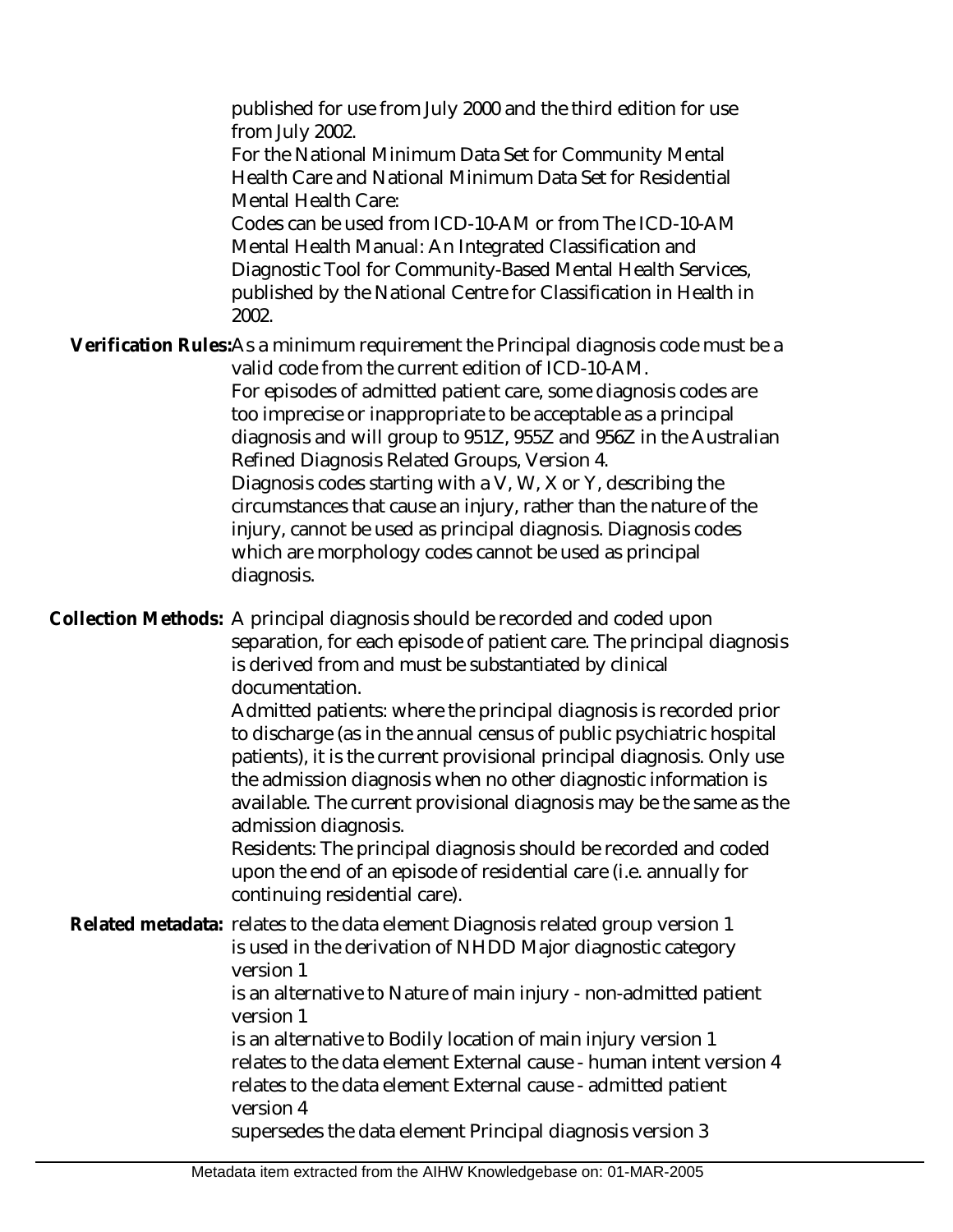published for use from July 2000 and the third edition for use from July 2002.
For the National Minimum Data Set for Community Mental Health Care and National Minimum Data Set for Residential Mental Health Care:
Codes can be used from ICD-10-AM or from The ICD-10-AM Mental Health Manual: An Integrated Classification and Diagnostic Tool for Community-Based Mental Health Services, published by the National Centre for Classification in Health in 2002.

**Verification Rules:** As a minimum requirement the Principal diagnosis code must be a valid code from the current edition of ICD-10-AM.
For episodes of admitted patient care, some diagnosis codes are too imprecise or inappropriate to be acceptable as a principal diagnosis and will group to 951Z, 955Z and 956Z in the Australian Refined Diagnosis Related Groups, Version 4.
Diagnosis codes starting with a V, W, X or Y, describing the circumstances that cause an injury, rather than the nature of the injury, cannot be used as principal diagnosis. Diagnosis codes which are morphology codes cannot be used as principal diagnosis.

**Collection Methods:** A principal diagnosis should be recorded and coded upon separation, for each episode of patient care. The principal diagnosis is derived from and must be substantiated by clinical documentation.
Admitted patients: where the principal diagnosis is recorded prior to discharge (as in the annual census of public psychiatric hospital patients), it is the current provisional principal diagnosis. Only use the admission diagnosis when no other diagnostic information is available. The current provisional diagnosis may be the same as the admission diagnosis.
Residents: The principal diagnosis should be recorded and coded upon the end of an episode of residential care (i.e. annually for continuing residential care).

**Related metadata:** relates to the data element Diagnosis related group version 1
is used in the derivation of NHDD Major diagnostic category version 1
is an alternative to Nature of main injury - non-admitted patient version 1
is an alternative to Bodily location of main injury version 1
relates to the data element External cause - human intent version 4
relates to the data element External cause - admitted patient version 4
supersedes the data element Principal diagnosis version 3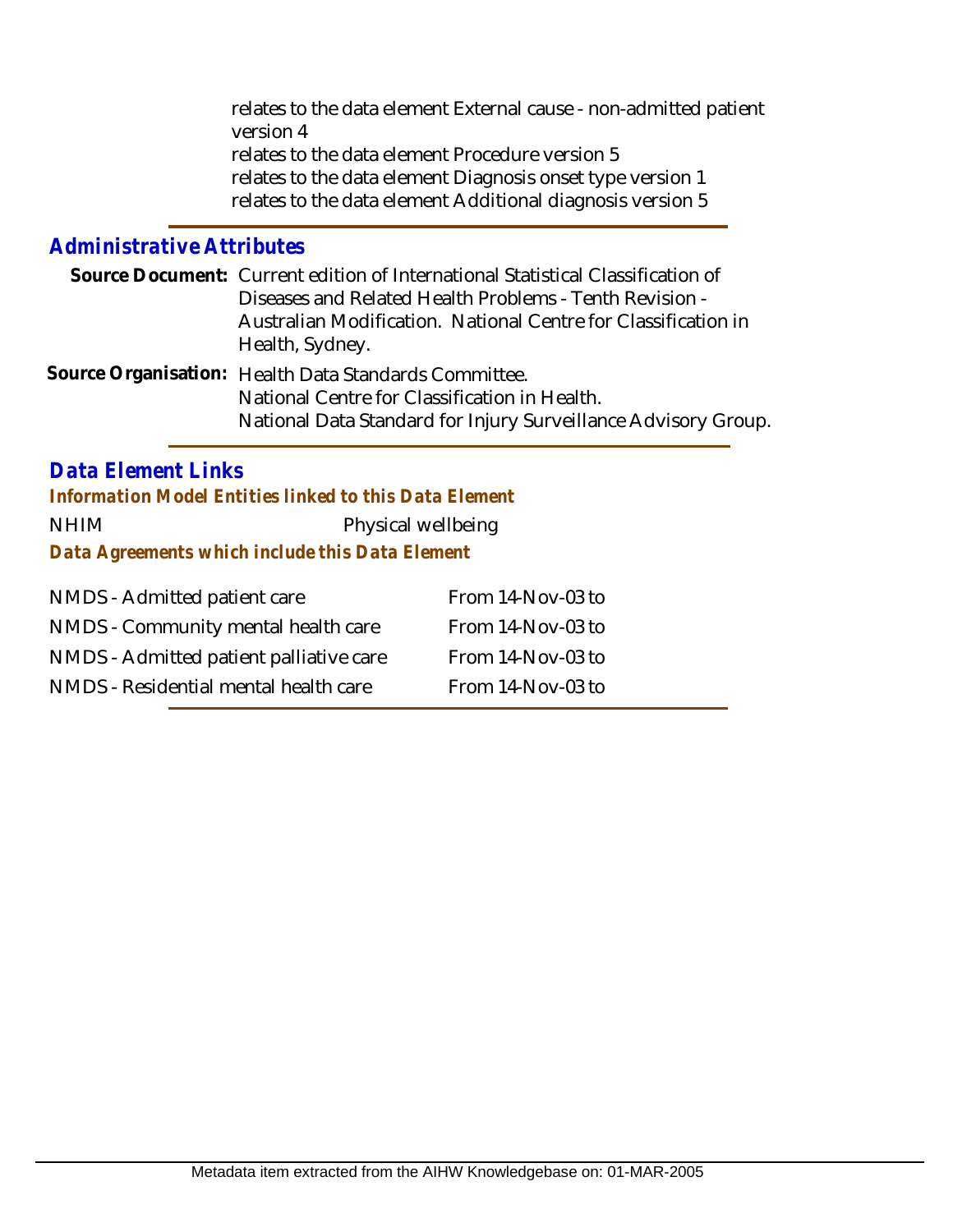relates to the data element External cause - non-admitted patient version 4
relates to the data element Procedure version 5
relates to the data element Diagnosis onset type version 1
relates to the data element Additional diagnosis version 5

## Administrative Attributes

**Source Document:** Current edition of International Statistical Classification of Diseases and Related Health Problems - Tenth Revision - Australian Modification. National Centre for Classification in Health, Sydney.

**Source Organisation:** Health Data Standards Committee.
National Centre for Classification in Health.
National Data Standard for Injury Surveillance Advisory Group.

## Data Element Links

### Information Model Entities linked to this Data Element

| | |
|---|---|
| NHIM | Physical wellbeing |

### Data Agreements which include this Data Element

| | |
|---|---|
| NMDS - Admitted patient care | From 14-Nov-03 to |
| NMDS - Community mental health care | From 14-Nov-03 to |
| NMDS - Admitted patient palliative care | From 14-Nov-03 to |
| NMDS - Residential mental health care | From 14-Nov-03 to |